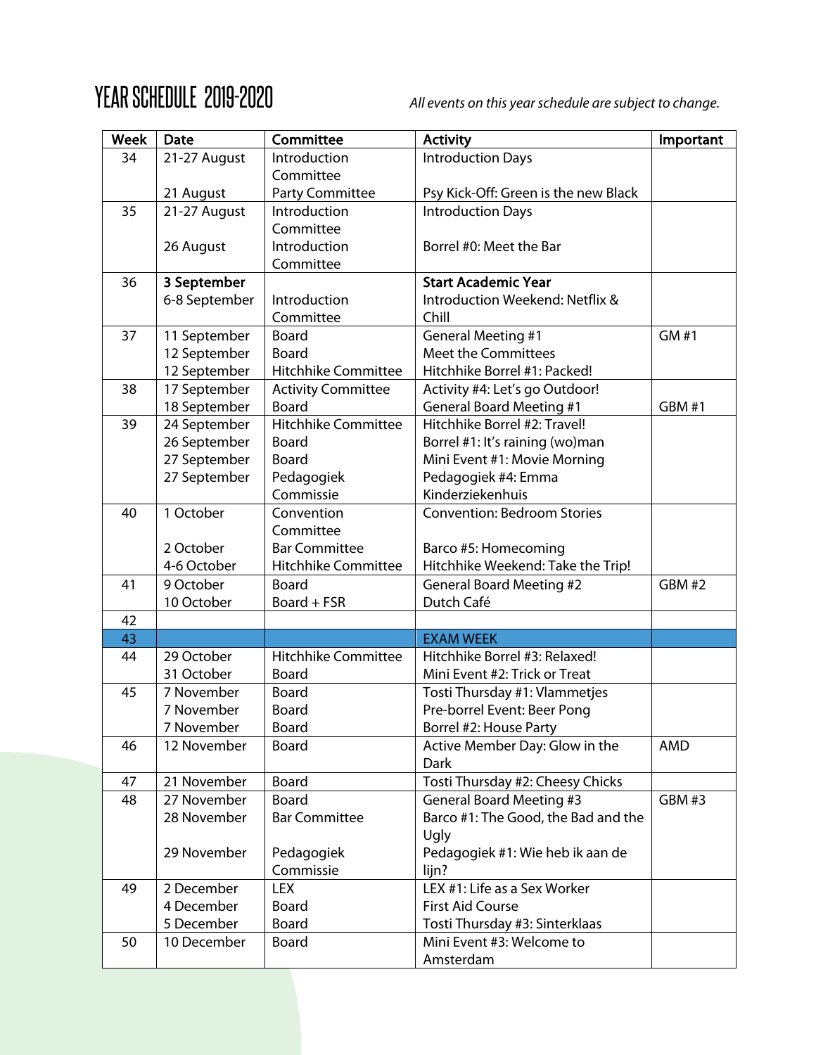# YEAR SCHEDULE 2019-2020

*All events on this year schedule are subject to change.*

| Week | Date | Committee | Activity | Important |
|---|---|---|---|---|
| 34 | 21-27 August<br>21 August | Introduction Committee<br>Party Committee | Introduction Days<br>Psy Kick-Off: Green is the new Black | |
| 35 | 21-27 August<br>26 August | Introduction Committee<br>Introduction Committee | Introduction Days<br>Borrel #0: Meet the Bar | |
| 36 | **3 September**<br>6-8 September | <br>Introduction Committee | **Start Academic Year**<br>Introduction Weekend: Netflix & Chill | |
| 37 | 11 September<br>12 September<br>12 September | Board<br>Board<br>Hitchhike Committee | General Meeting #1<br>Meet the Committees<br>Hitchhike Borrel #1: Packed! | GM #1 |
| 38 | 17 September<br>18 September | Activity Committee<br>Board | Activity #4: Let's go Outdoor!<br>General Board Meeting #1 | <br>GBM #1 |
| 39 | 24 September<br>26 September<br>27 September<br>27 September | Hitchhike Committee<br>Board<br>Board<br>Pedagogiek Commissie | Hitchhike Borrel #2: Travel!<br>Borrel #1: It's raining (wo)man<br>Mini Event #1: Movie Morning<br>Pedagogiek #4: Emma Kinderziekenhuis | |
| 40 | 1 October<br>2 October<br>4-6 October | Convention Committee<br>Bar Committee<br>Hitchhike Committee | Convention: Bedroom Stories<br>Barco #5: Homecoming<br>Hitchhike Weekend: Take the Trip! | |
| 41 | 9 October<br>10 October | Board<br>Board + FSR | General Board Meeting #2<br>Dutch Café | GBM #2 |
| 42 | | | | |
| 43 | | | EXAM WEEK | |
| 44 | 29 October<br>31 October | Hitchhike Committee<br>Board | Hitchhike Borrel #3: Relaxed!<br>Mini Event #2: Trick or Treat | |
| 45 | 7 November<br>7 November<br>7 November | Board<br>Board<br>Board | Tosti Thursday #1: Vlammetjes<br>Pre-borrel Event: Beer Pong<br>Borrel #2: House Party | |
| 46 | 12 November | Board | Active Member Day: Glow in the Dark | AMD |
| 47 | 21 November | Board | Tosti Thursday #2: Cheesy Chicks | |
| 48 | 27 November<br>28 November<br>29 November | Board<br>Bar Committee<br>Pedagogiek Commissie | General Board Meeting #3<br>Barco #1: The Good, the Bad and the Ugly<br>Pedagogiek #1: Wie heb ik aan de lijn? | GBM #3 |
| 49 | 2 December<br>4 December<br>5 December | LEX<br>Board<br>Board | LEX #1: Life as a Sex Worker<br>First Aid Course<br>Tosti Thursday #3: Sinterklaas | |
| 50 | 10 December | Board | Mini Event #3: Welcome to Amsterdam | |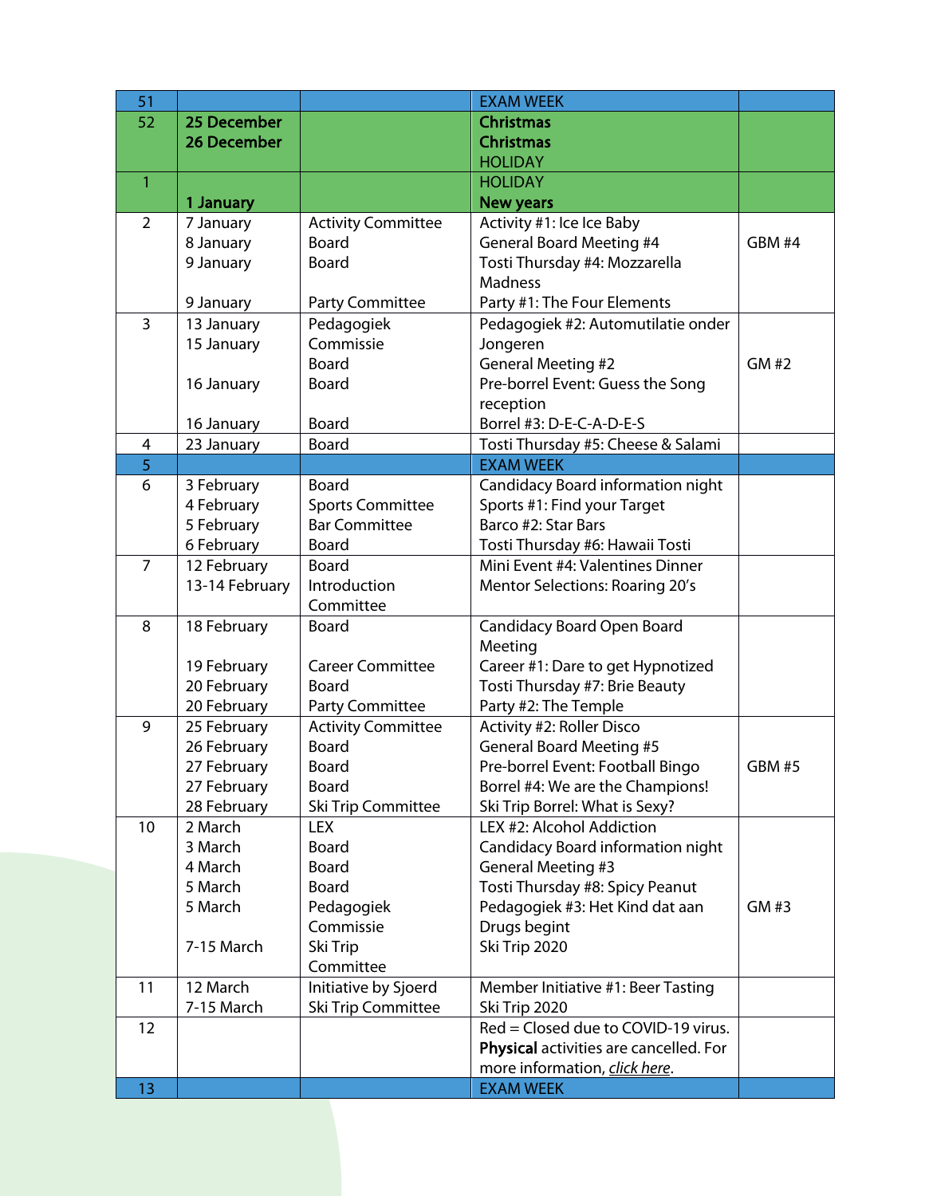| 51 | | | EXAM WEEK | |
|---|---|---|---|---|
| 52 | **25 December**<br>**26 December** | | **Christmas**<br>**Christmas**<br>HOLIDAY | |
| 1 | <br>**1 January** | | HOLIDAY<br>**New years** | |
| 2 | 7 January<br>8 January<br>9 January<br><br>9 January | Activity Committee<br>Board<br>Board<br><br>Party Committee | Activity #1: Ice Ice Baby<br>General Board Meeting #4<br>Tosti Thursday #4: Mozzarella Madness<br>Party #1: The Four Elements | GBM #4 |
| 3 | 13 January<br>15 January<br><br>16 January<br><br>16 January | Pedagogiek Commissie<br>Board<br>Board<br><br>Board | Pedagogiek #2: Automutilatie onder Jongeren<br>General Meeting #2<br>Pre-borrel Event: Guess the Song reception<br>Borrel #3: D-E-C-A-D-E-S | GM #2 |
| 4 | 23 January | Board | Tosti Thursday #5: Cheese & Salami | |
| 5 | | | EXAM WEEK | |
| 6 | 3 February<br>4 February<br>5 February<br>6 February | Board<br>Sports Committee<br>Bar Committee<br>Board | Candidacy Board information night<br>Sports #1: Find your Target<br>Barco #2: Star Bars<br>Tosti Thursday #6: Hawaii Tosti | |
| 7 | 12 February<br>13-14 February | Board<br>Introduction Committee | Mini Event #4: Valentines Dinner<br>Mentor Selections: Roaring 20's | |
| 8 | 18 February<br><br>19 February<br>20 February<br>20 February | Board<br><br>Career Committee<br>Board<br>Party Committee | Candidacy Board Open Board Meeting<br>Career #1: Dare to get Hypnotized<br>Tosti Thursday #7: Brie Beauty<br>Party #2: The Temple | |
| 9 | 25 February<br>26 February<br>27 February<br>27 February<br>28 February | Activity Committee<br>Board<br>Board<br>Board<br>Ski Trip Committee | Activity #2: Roller Disco<br>General Board Meeting #5<br>Pre-borrel Event: Football Bingo<br>Borrel #4: We are the Champions!<br>Ski Trip Borrel: What is Sexy? | GBM #5 |
| 10 | 2 March<br>3 March<br>4 March<br>5 March<br>5 March<br><br>7-15 March | LEX<br>Board<br>Board<br>Board<br>Pedagogiek Commissie<br>Ski Trip Committee | LEX #2: Alcohol Addiction<br>Candidacy Board information night<br>General Meeting #3<br>Tosti Thursday #8: Spicy Peanut<br>Pedagogiek #3: Het Kind dat aan Drugs begint<br>Ski Trip 2020 | GM #3 |
| 11 | 12 March<br>7-15 March | Initiative by Sjoerd<br>Ski Trip Committee | Member Initiative #1: Beer Tasting<br>Ski Trip 2020 | |
| 12 | | | Red = Closed due to COVID-19 virus. **Physical** activities are cancelled. For more information, *click here*. | |
| 13 | | | EXAM WEEK | |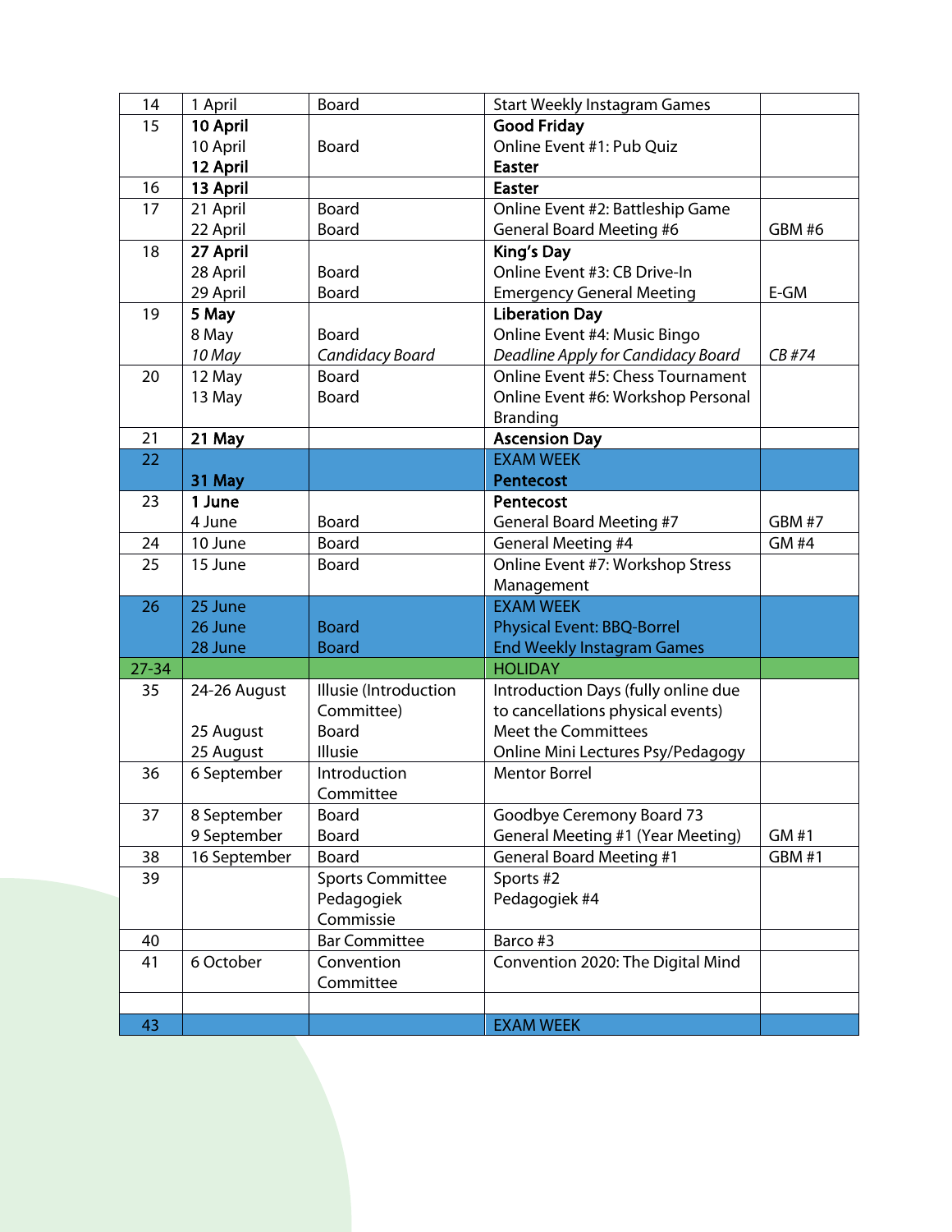| | | | | |
|---|---|---|---|---|
| 14 | 1 April | Board | Start Weekly Instagram Games | |
| 15 | **10 April**<br>10 April<br>**12 April** | <br>Board<br> | **Good Friday**<br>Online Event #1: Pub Quiz<br>**Easter** | |
| 16 | **13 April** | | **Easter** | |
| 17 | 21 April<br>22 April | Board<br>Board | Online Event #2: Battleship Game<br>General Board Meeting #6 | <br>GBM #6 |
| 18 | **27 April**<br>28 April<br>29 April | <br>Board<br>Board | **King's Day**<br>Online Event #3: CB Drive-In<br>Emergency General Meeting | <br><br>E-GM |
| 19 | **5 May**<br>8 May<br>*10 May* | <br>Board<br>*Candidacy Board* | **Liberation Day**<br>Online Event #4: Music Bingo<br>*Deadline Apply for Candidacy Board* | <br><br>*CB #74* |
| 20 | 12 May<br>13 May | Board<br>Board | Online Event #5: Chess Tournament<br>Online Event #6: Workshop Personal Branding | |
| 21 | **21 May** | | **Ascension Day** | |
| 22 | <br>**31 May** | | EXAM WEEK<br>**Pentecost** | |
| 23 | **1 June**<br>4 June | <br>Board | **Pentecost**<br>General Board Meeting #7 | <br>GBM #7 |
| 24 | 10 June | Board | General Meeting #4 | GM #4 |
| 25 | 15 June | Board | Online Event #7: Workshop Stress Management | |
| 26 | 25 June<br>26 June<br>28 June | <br>Board<br>Board | EXAM WEEK<br>Physical Event: BBQ-Borrel<br>End Weekly Instagram Games | |
| 27-34 | | | HOLIDAY | |
| 35 | 24-26 August<br><br>25 August<br>25 August | Illusie (Introduction Committee)<br>Board<br>Illusie | Introduction Days (fully online due to cancellations physical events)<br>Meet the Committees<br>Online Mini Lectures Psy/Pedagogy | |
| 36 | 6 September | Introduction Committee | Mentor Borrel | |
| 37 | 8 September<br>9 September | Board<br>Board | Goodbye Ceremony Board 73<br>General Meeting #1 (Year Meeting) | <br>GM #1 |
| 38 | 16 September | Board | General Board Meeting #1 | GBM #1 |
| 39 | | Sports Committee<br>Pedagogiek Commissie | Sports #2<br>Pedagogiek #4 | |
| 40 | | Bar Committee | Barco #3 | |
| 41 | 6 October | Convention Committee | Convention 2020: The Digital Mind | |
| | | | | |
| 43 | | | EXAM WEEK | |